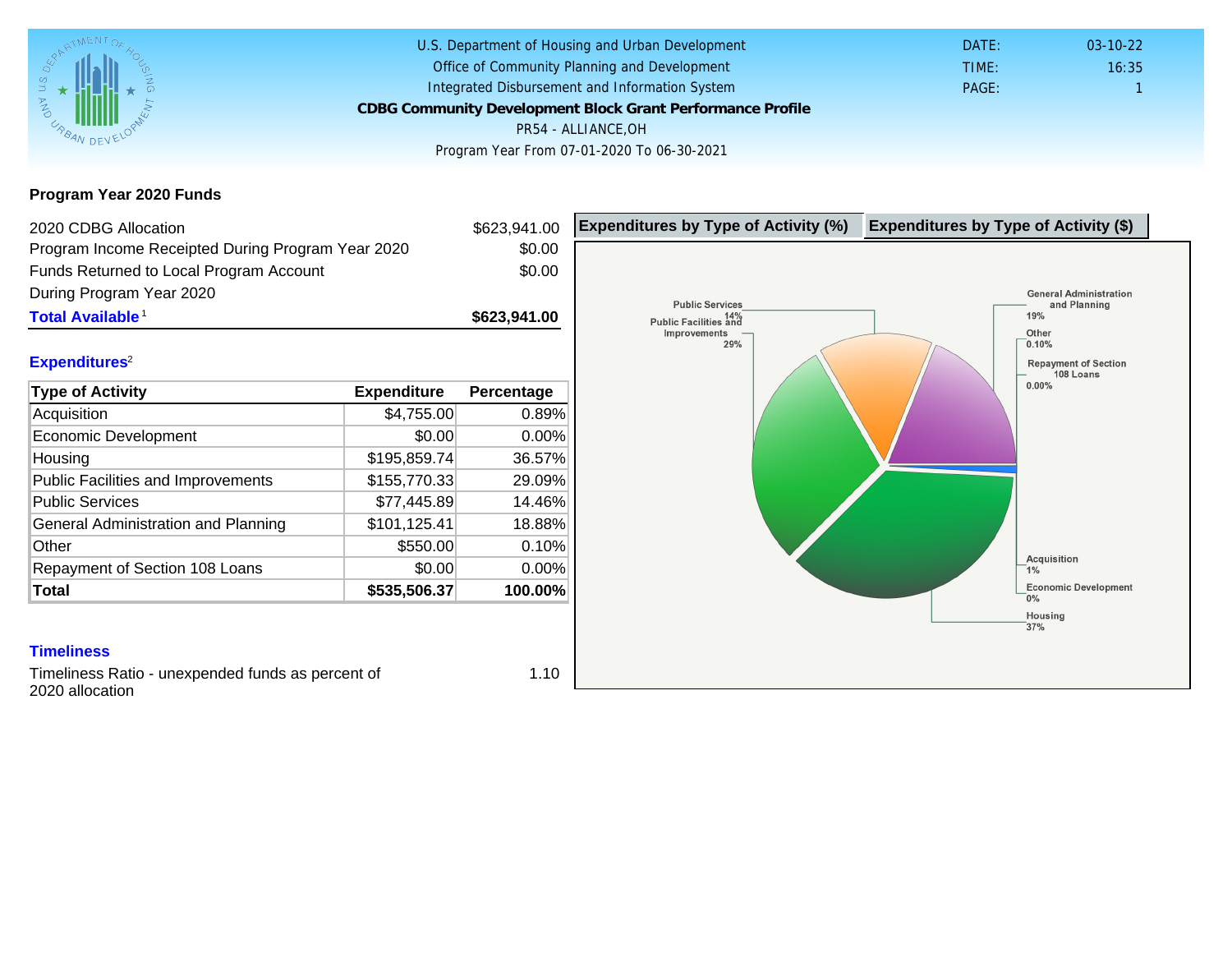U.S. Department of Housing and Urban Development
Office of Community Planning and Development
Integrated Disbursement and Information System

**CDBG Community Development Block Grant Performance Profile**

PR54 - ALLIANCE,OH

Program Year From 07-01-2020 To 06-30-2021

DATE: 03-10-22
TIME: 16:35
PAGE: 1

## Program Year 2020 Funds

| | |
|---|---|
| 2020 CDBG Allocation | $623,941.00 |
| Program Income Receipted During Program Year 2020 | $0.00 |
| Funds Returned to Local Program Account During Program Year 2020 | $0.00 |
| **Total Available**[1] | **$623,941.00** |

## Expenditures[2]

| Type of Activity | Expenditure | Percentage |
|---|---|---|
| Acquisition | $4,755.00 | 0.89% |
| Economic Development | $0.00 | 0.00% |
| Housing | $195,859.74 | 36.57% |
| Public Facilities and Improvements | $155,770.33 | 29.09% |
| Public Services | $77,445.89 | 14.46% |
| General Administration and Planning | $101,125.41 | 18.88% |
| Other | $550.00 | 0.10% |
| Repayment of Section 108 Loans | $0.00 | 0.00% |
| **Total** | **$535,506.37** | **100.00%** |

**Expenditures by Type of Activity (%)** | **Expenditures by Type of Activity ($)**

Public Services 14%
Public Facilities and Improvements 29%
General Administration and Planning 19%
Other 0.10%
Repayment of Section 108 Loans 0.00%
Acquisition 1%
Economic Development 0%
Housing 37%

## Timeliness

| | |
|---|---|
| Timeliness Ratio - unexpended funds as percent of 2020 allocation | 1.10 |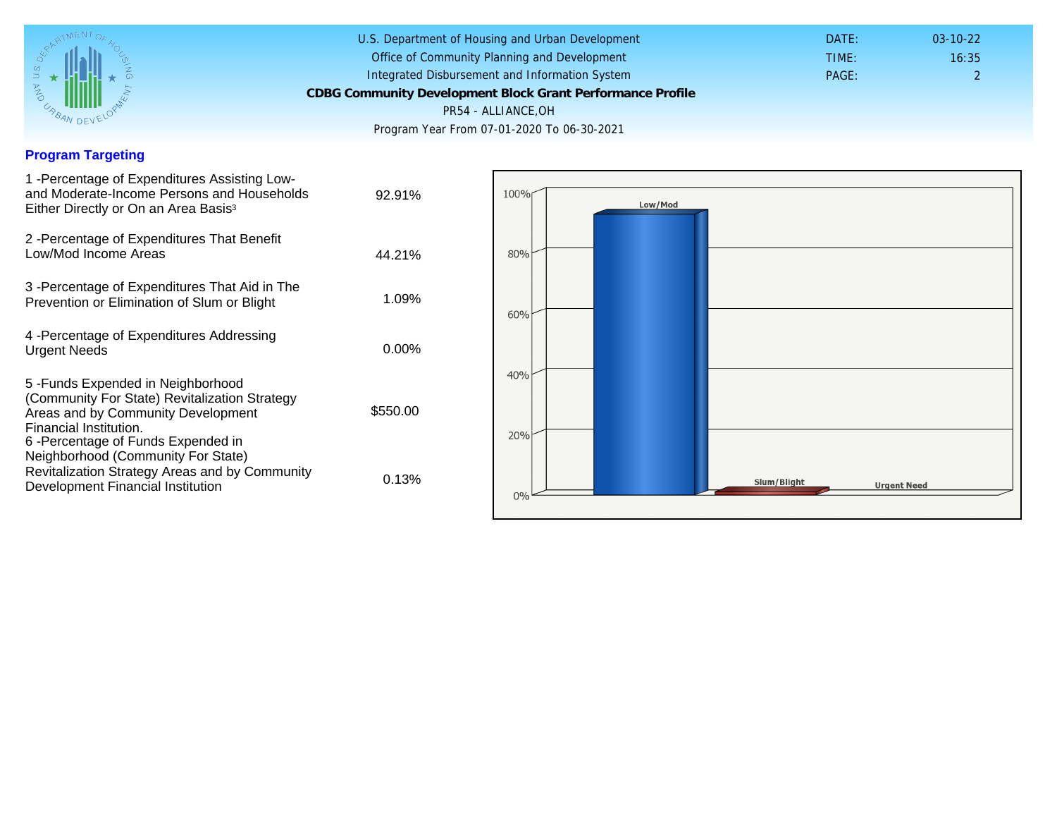U.S. Department of Housing and Urban Development
Office of Community Planning and Development
Integrated Disbursement and Information System

**CDBG Community Development Block Grant Performance Profile**

PR54 - ALLIANCE,OH

Program Year From 07-01-2020 To 06-30-2021

DATE: 03-10-22
TIME: 16:35

## Program Targeting

| | |
|---|---|
| 1 -Percentage of Expenditures Assisting Low- and Moderate-Income Persons and Households Either Directly or On an Area Basis[3] | 92.91% |
| 2 -Percentage of Expenditures That Benefit Low/Mod Income Areas | 44.21% |
| 3 -Percentage of Expenditures That Aid in The Prevention or Elimination of Slum or Blight | 1.09% |
| 4 -Percentage of Expenditures Addressing Urgent Needs | 0.00% |
| 5 -Funds Expended in Neighborhood (Community For State) Revitalization Strategy Areas and by Community Development Financial Institution. | $550.00 |
| 6 -Percentage of Funds Expended in Neighborhood (Community For State) Revitalization Strategy Areas and by Community Development Financial Institution | 0.13% |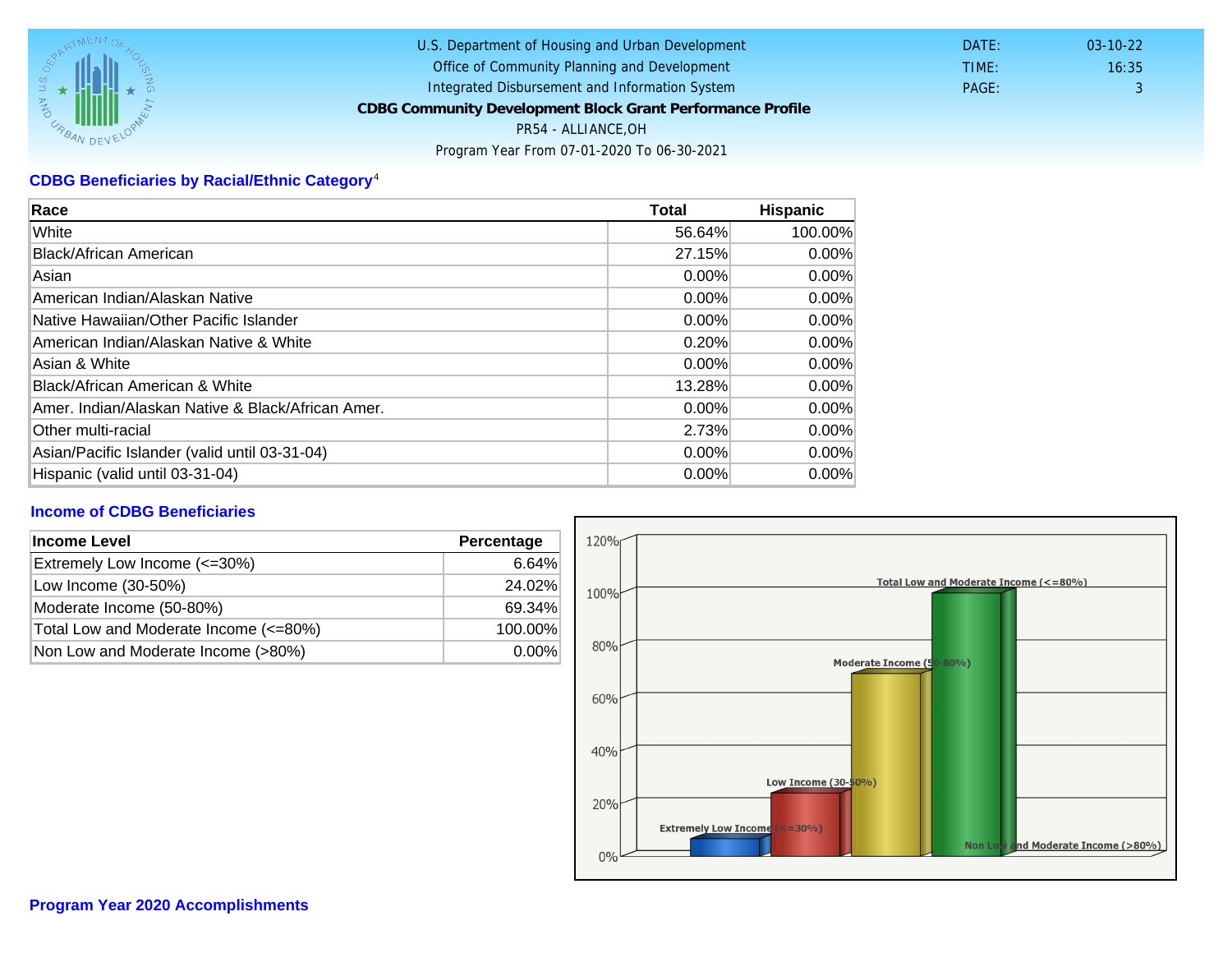U.S. Department of Housing and Urban Development
Office of Community Planning and Development
Integrated Disbursement and Information System
**CDBG Community Development Block Grant Performance Profile**
PR54 - ALLIANCE,OH
Program Year From 07-01-2020 To 06-30-2021

DATE: 03-10-22
TIME: 16:35
PAGE: 3

## CDBG Beneficiaries by Racial/Ethnic Category[4]

| Race | Total | Hispanic |
|---|---|---|
| White | 56.64% | 100.00% |
| Black/African American | 27.15% | 0.00% |
| Asian | 0.00% | 0.00% |
| American Indian/Alaskan Native | 0.00% | 0.00% |
| Native Hawaiian/Other Pacific Islander | 0.00% | 0.00% |
| American Indian/Alaskan Native & White | 0.20% | 0.00% |
| Asian & White | 0.00% | 0.00% |
| Black/African American & White | 13.28% | 0.00% |
| Amer. Indian/Alaskan Native & Black/African Amer. | 0.00% | 0.00% |
| Other multi-racial | 2.73% | 0.00% |
| Asian/Pacific Islander (valid until 03-31-04) | 0.00% | 0.00% |
| Hispanic (valid until 03-31-04) | 0.00% | 0.00% |

## Income of CDBG Beneficiaries

| Income Level | Percentage |
|---|---|
| Extremely Low Income (<=30%) | 6.64% |
| Low Income (30-50%) | 24.02% |
| Moderate Income (50-80%) | 69.34% |
| Total Low and Moderate Income (<=80%) | 100.00% |
| Non Low and Moderate Income (>80%) | 0.00% |

## Program Year 2020 Accomplishments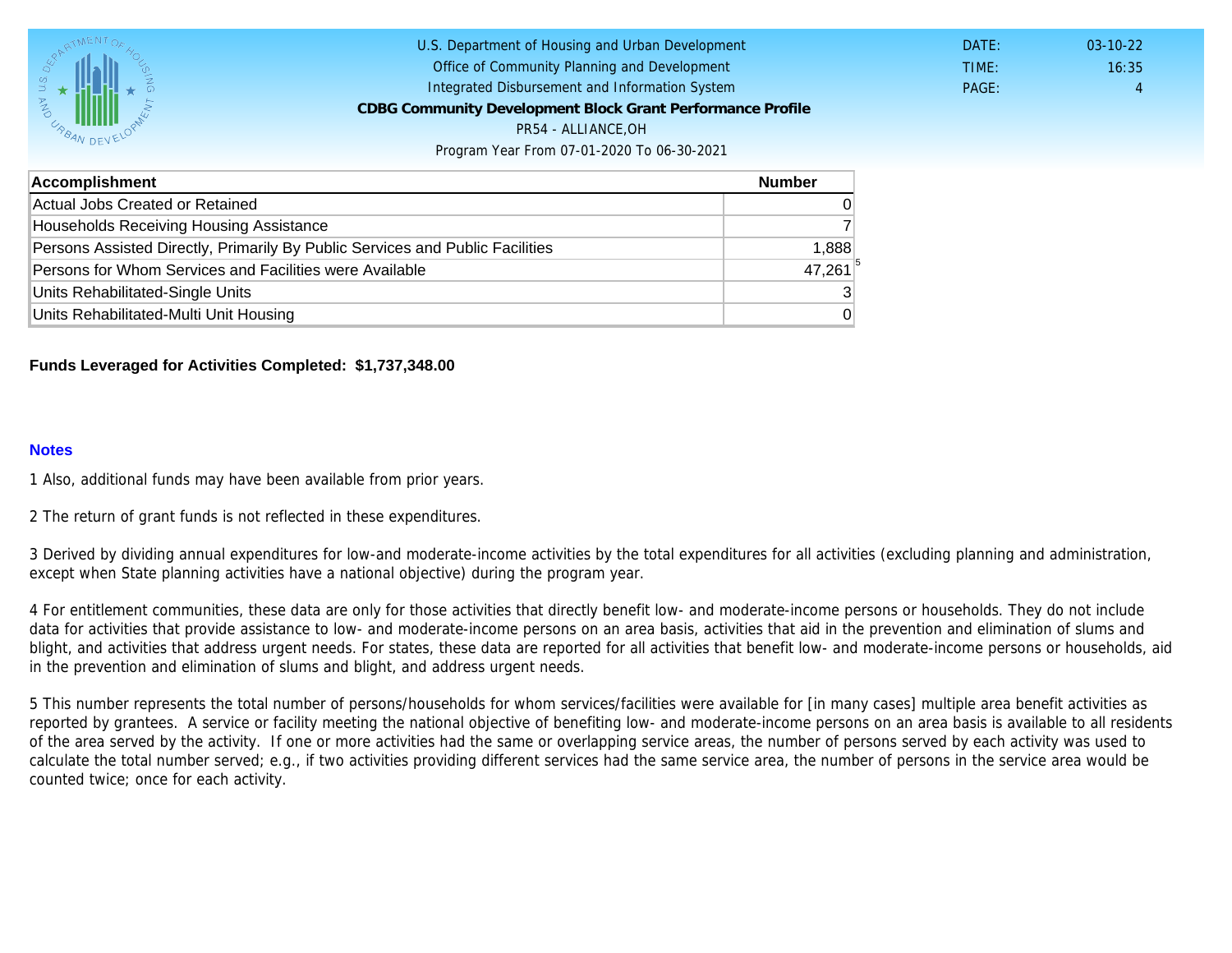| Accomplishment | Number |
| --- | --- |
| Actual Jobs Created or Retained | 0 |
| Households Receiving Housing Assistance | 7 |
| Persons Assisted Directly, Primarily By Public Services and Public Facilities | 1,888 |
| Persons for Whom Services and Facilities were Available | 47,261 [5] |
| Units Rehabilitated-Single Units | 3 |
| Units Rehabilitated-Multi Unit Housing | 0 |

**Funds Leveraged for Activities Completed: $1,737,348.00**

### Notes

1 Also, additional funds may have been available from prior years.

2 The return of grant funds is not reflected in these expenditures.

3 Derived by dividing annual expenditures for low-and moderate-income activities by the total expenditures for all activities (excluding planning and administration, except when State planning activities have a national objective) during the program year.

4 For entitlement communities, these data are only for those activities that directly benefit low- and moderate-income persons or households. They do not include data for activities that provide assistance to low- and moderate-income persons on an area basis, activities that aid in the prevention and elimination of slums and blight, and activities that address urgent needs. For states, these data are reported for all activities that benefit low- and moderate-income persons or households, aid in the prevention and elimination of slums and blight, and address urgent needs.

5 This number represents the total number of persons/households for whom services/facilities were available for [in many cases] multiple area benefit activities as reported by grantees. A service or facility meeting the national objective of benefiting low- and moderate-income persons on an area basis is available to all residents of the area served by the activity. If one or more activities had the same or overlapping service areas, the number of persons served by each activity was used to calculate the total number served; e.g., if two activities providing different services had the same service area, the number of persons in the service area would be counted twice; once for each activity.